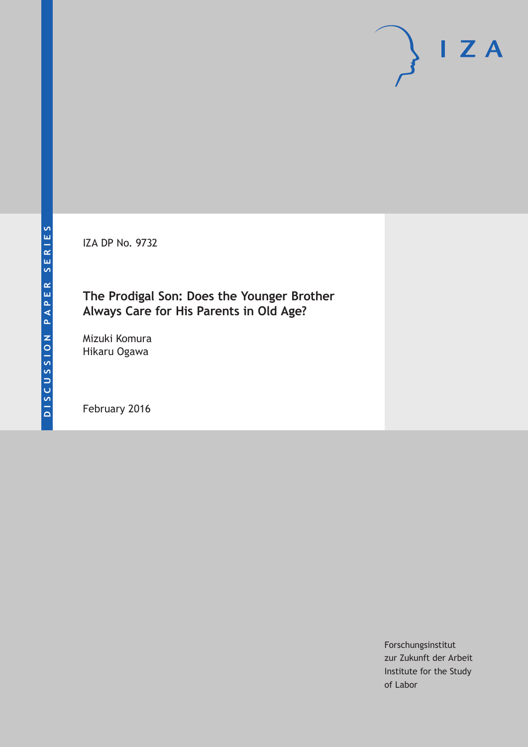DISCUSSION PAPER SERIES

IZA DP No. 9732

# The Prodigal Son: Does the Younger Brother Always Care for His Parents in Old Age?

Mizuki Komura
Hikaru Ogawa

February 2016

Forschungsinstitut
zur Zukunft der Arbeit
Institute for the Study
of Labor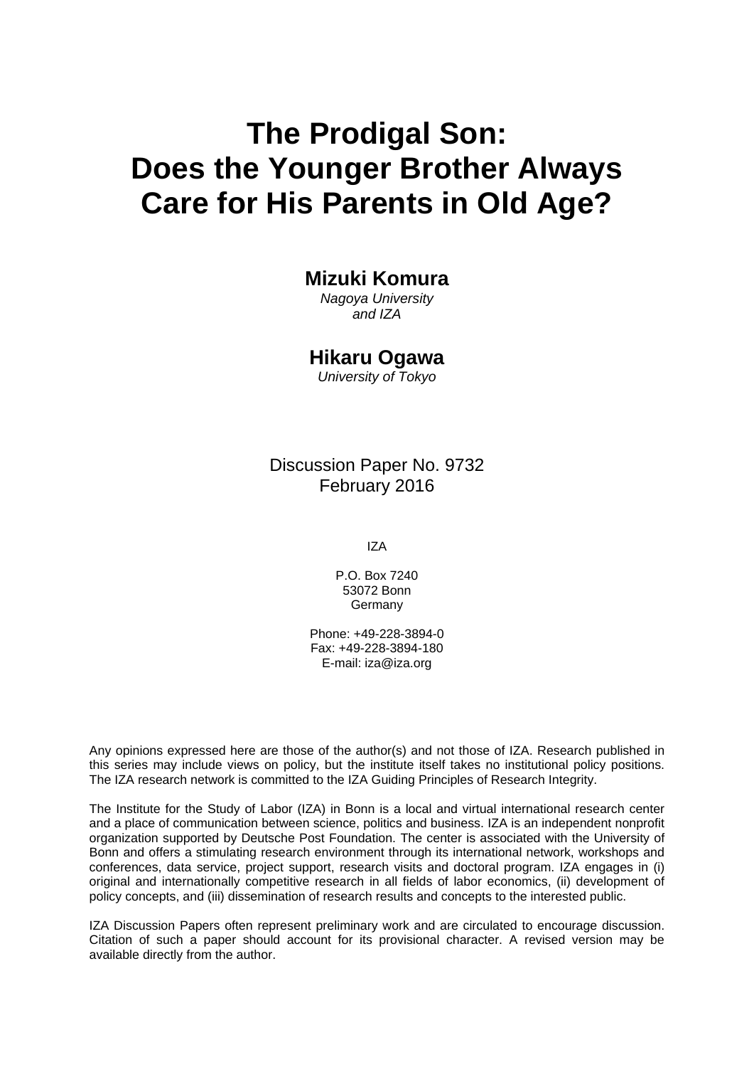# The Prodigal Son: Does the Younger Brother Always Care for His Parents in Old Age?

**Mizuki Komura**
*Nagoya University and IZA*

**Hikaru Ogawa**
*University of Tokyo*

Discussion Paper No. 9732
February 2016

IZA

P.O. Box 7240
53072 Bonn
Germany

Phone: +49-228-3894-0
Fax: +49-228-3894-180
E-mail: iza@iza.org

Any opinions expressed here are those of the author(s) and not those of IZA. Research published in this series may include views on policy, but the institute itself takes no institutional policy positions. The IZA research network is committed to the IZA Guiding Principles of Research Integrity.

The Institute for the Study of Labor (IZA) in Bonn is a local and virtual international research center and a place of communication between science, politics and business. IZA is an independent nonprofit organization supported by Deutsche Post Foundation. The center is associated with the University of Bonn and offers a stimulating research environment through its international network, workshops and conferences, data service, project support, research visits and doctoral program. IZA engages in (i) original and internationally competitive research in all fields of labor economics, (ii) development of policy concepts, and (iii) dissemination of research results and concepts to the interested public.

IZA Discussion Papers often represent preliminary work and are circulated to encourage discussion. Citation of such a paper should account for its provisional character. A revised version may be available directly from the author.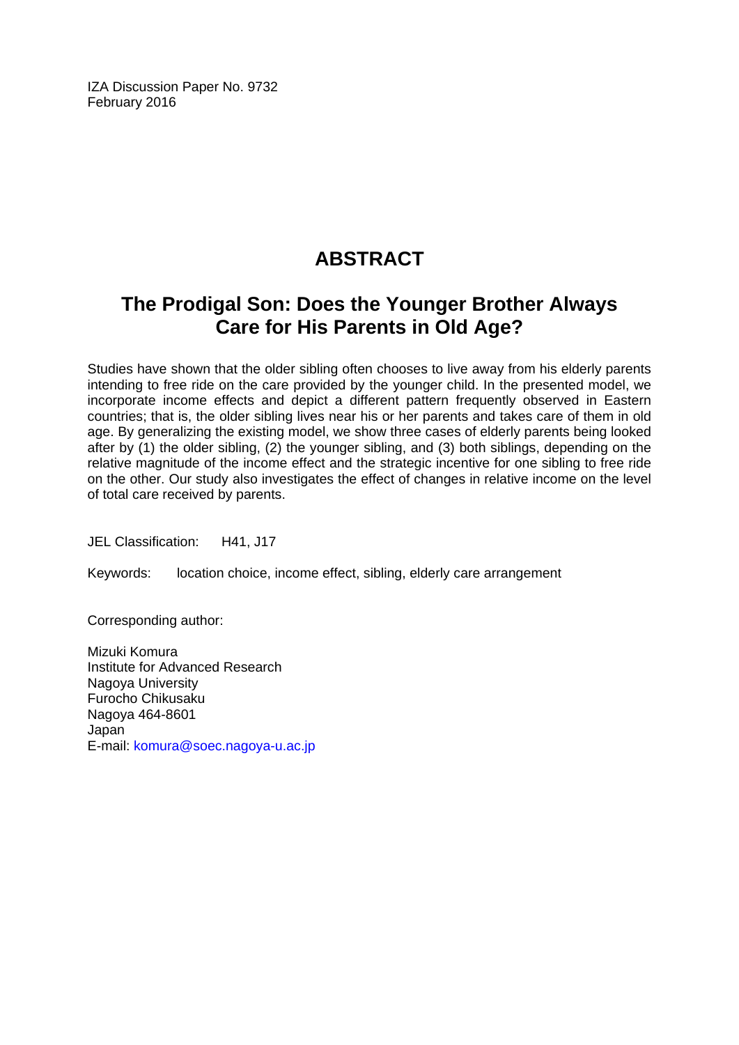IZA Discussion Paper No. 9732
February 2016

# ABSTRACT

## The Prodigal Son: Does the Younger Brother Always Care for His Parents in Old Age?

Studies have shown that the older sibling often chooses to live away from his elderly parents intending to free ride on the care provided by the younger child. In the presented model, we incorporate income effects and depict a different pattern frequently observed in Eastern countries; that is, the older sibling lives near his or her parents and takes care of them in old age. By generalizing the existing model, we show three cases of elderly parents being looked after by (1) the older sibling, (2) the younger sibling, and (3) both siblings, depending on the relative magnitude of the income effect and the strategic incentive for one sibling to free ride on the other. Our study also investigates the effect of changes in relative income on the level of total care received by parents.

JEL Classification: H41, J17

Keywords: location choice, income effect, sibling, elderly care arrangement

Corresponding author:

Mizuki Komura
Institute for Advanced Research
Nagoya University
Furocho Chikusaku
Nagoya 464-8601
Japan
E-mail: komura@soec.nagoya-u.ac.jp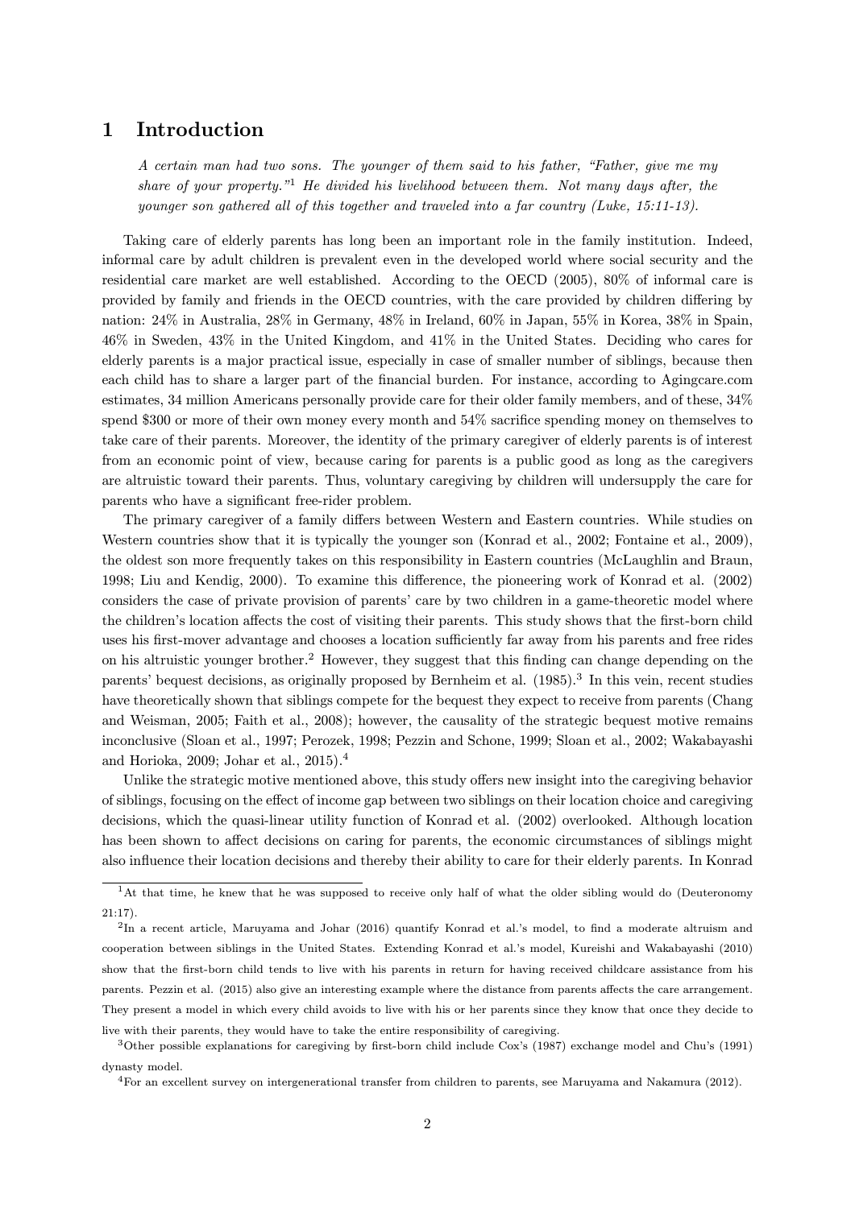# 1 Introduction

*A certain man had two sons. The younger of them said to his father, "Father, give me my share of your property."*[1] *He divided his livelihood between them. Not many days after, the younger son gathered all of this together and traveled into a far country (Luke, 15:11-13).*

Taking care of elderly parents has long been an important role in the family institution. Indeed, informal care by adult children is prevalent even in the developed world where social security and the residential care market are well established. According to the OECD (2005), 80% of informal care is provided by family and friends in the OECD countries, with the care provided by children differing by nation: 24% in Australia, 28% in Germany, 48% in Ireland, 60% in Japan, 55% in Korea, 38% in Spain, 46% in Sweden, 43% in the United Kingdom, and 41% in the United States. Deciding who cares for elderly parents is a major practical issue, especially in case of smaller number of siblings, because then each child has to share a larger part of the financial burden. For instance, according to Agingcare.com estimates, 34 million Americans personally provide care for their older family members, and of these, 34% spend \$300 or more of their own money every month and 54% sacrifice spending money on themselves to take care of their parents. Moreover, the identity of the primary caregiver of elderly parents is of interest from an economic point of view, because caring for parents is a public good as long as the caregivers are altruistic toward their parents. Thus, voluntary caregiving by children will undersupply the care for parents who have a significant free-rider problem.

The primary caregiver of a family differs between Western and Eastern countries. While studies on Western countries show that it is typically the younger son (Konrad et al., 2002; Fontaine et al., 2009), the oldest son more frequently takes on this responsibility in Eastern countries (McLaughlin and Braun, 1998; Liu and Kendig, 2000). To examine this difference, the pioneering work of Konrad et al. (2002) considers the case of private provision of parents' care by two children in a game-theoretic model where the children's location affects the cost of visiting their parents. This study shows that the first-born child uses his first-mover advantage and chooses a location sufficiently far away from his parents and free rides on his altruistic younger brother.[2] However, they suggest that this finding can change depending on the parents' bequest decisions, as originally proposed by Bernheim et al. (1985).[3] In this vein, recent studies have theoretically shown that siblings compete for the bequest they expect to receive from parents (Chang and Weisman, 2005; Faith et al., 2008); however, the causality of the strategic bequest motive remains inconclusive (Sloan et al., 1997; Perozek, 1998; Pezzin and Schone, 1999; Sloan et al., 2002; Wakabayashi and Horioka, 2009; Johar et al., 2015).[4]

Unlike the strategic motive mentioned above, this study offers new insight into the caregiving behavior of siblings, focusing on the effect of income gap between two siblings on their location choice and caregiving decisions, which the quasi-linear utility function of Konrad et al. (2002) overlooked. Although location has been shown to affect decisions on caring for parents, the economic circumstances of siblings might also influence their location decisions and thereby their ability to care for their elderly parents. In Konrad

---

[1] At that time, he knew that he was supposed to receive only half of what the older sibling would do (Deuteronomy 21:17).

[2] In a recent article, Maruyama and Johar (2016) quantify Konrad et al.'s model, to find a moderate altruism and cooperation between siblings in the United States. Extending Konrad et al.'s model, Kureishi and Wakabayashi (2010) show that the first-born child tends to live with his parents in return for having received childcare assistance from his parents. Pezzin et al. (2015) also give an interesting example where the distance from parents affects the care arrangement. They present a model in which every child avoids to live with his or her parents since they know that once they decide to live with their parents, they would have to take the entire responsibility of caregiving.

[3] Other possible explanations for caregiving by first-born child include Cox's (1987) exchange model and Chu's (1991) dynasty model.

[4] For an excellent survey on intergenerational transfer from children to parents, see Maruyama and Nakamura (2012).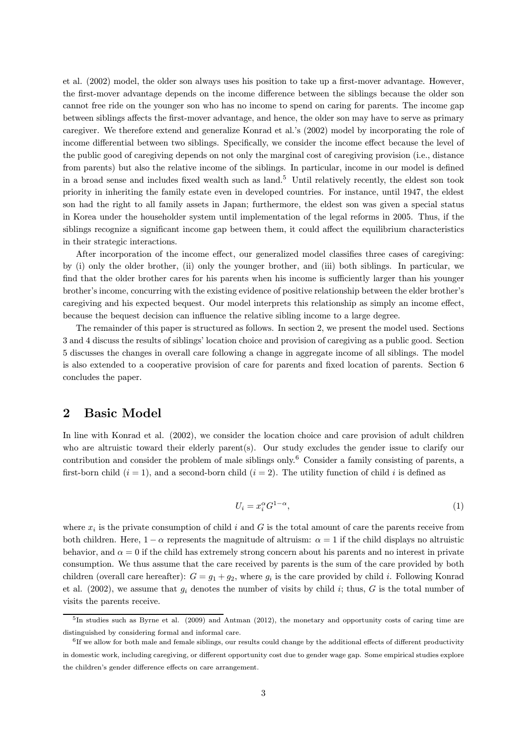et al. (2002) model, the older son always uses his position to take up a first-mover advantage. However, the first-mover advantage depends on the income difference between the siblings because the older son cannot free ride on the younger son who has no income to spend on caring for parents. The income gap between siblings affects the first-mover advantage, and hence, the older son may have to serve as primary caregiver. We therefore extend and generalize Konrad et al.'s (2002) model by incorporating the role of income differential between two siblings. Specifically, we consider the income effect because the level of the public good of caregiving depends on not only the marginal cost of caregiving provision (i.e., distance from parents) but also the relative income of the siblings. In particular, income in our model is defined in a broad sense and includes fixed wealth such as land.[5] Until relatively recently, the eldest son took priority in inheriting the family estate even in developed countries. For instance, until 1947, the eldest son had the right to all family assets in Japan; furthermore, the eldest son was given a special status in Korea under the householder system until implementation of the legal reforms in 2005. Thus, if the siblings recognize a significant income gap between them, it could affect the equilibrium characteristics in their strategic interactions.

After incorporation of the income effect, our generalized model classifies three cases of caregiving: by (i) only the older brother, (ii) only the younger brother, and (iii) both siblings. In particular, we find that the older brother cares for his parents when his income is sufficiently larger than his younger brother's income, concurring with the existing evidence of positive relationship between the elder brother's caregiving and his expected bequest. Our model interprets this relationship as simply an income effect, because the bequest decision can influence the relative sibling income to a large degree.

The remainder of this paper is structured as follows. In section 2, we present the model used. Sections 3 and 4 discuss the results of siblings' location choice and provision of caregiving as a public good. Section 5 discusses the changes in overall care following a change in aggregate income of all siblings. The model is also extended to a cooperative provision of care for parents and fixed location of parents. Section 6 concludes the paper.

## 2 Basic Model

In line with Konrad et al. (2002), we consider the location choice and care provision of adult children who are altruistic toward their elderly parent(s). Our study excludes the gender issue to clarify our contribution and consider the problem of male siblings only.[6] Consider a family consisting of parents, a first-born child ($i = 1$), and a second-born child ($i = 2$). The utility function of child $i$ is defined as

$$U_i = x_i^{\alpha} G^{1-\alpha}, \tag{1}$$

where $x_i$ is the private consumption of child $i$ and $G$ is the total amount of care the parents receive from both children. Here, $1 - \alpha$ represents the magnitude of altruism: $\alpha = 1$ if the child displays no altruistic behavior, and $\alpha = 0$ if the child has extremely strong concern about his parents and no interest in private consumption. We thus assume that the care received by parents is the sum of the care provided by both children (overall care hereafter): $G = g_1 + g_2$, where $g_i$ is the care provided by child $i$. Following Konrad et al. (2002), we assume that $g_i$ denotes the number of visits by child $i$; thus, $G$ is the total number of visits the parents receive.

[5] In studies such as Byrne et al. (2009) and Antman (2012), the monetary and opportunity costs of caring time are distinguished by considering formal and informal care.

[6] If we allow for both male and female siblings, our results could change by the additional effects of different productivity in domestic work, including caregiving, or different opportunity cost due to gender wage gap. Some empirical studies explore the children's gender difference effects on care arrangement.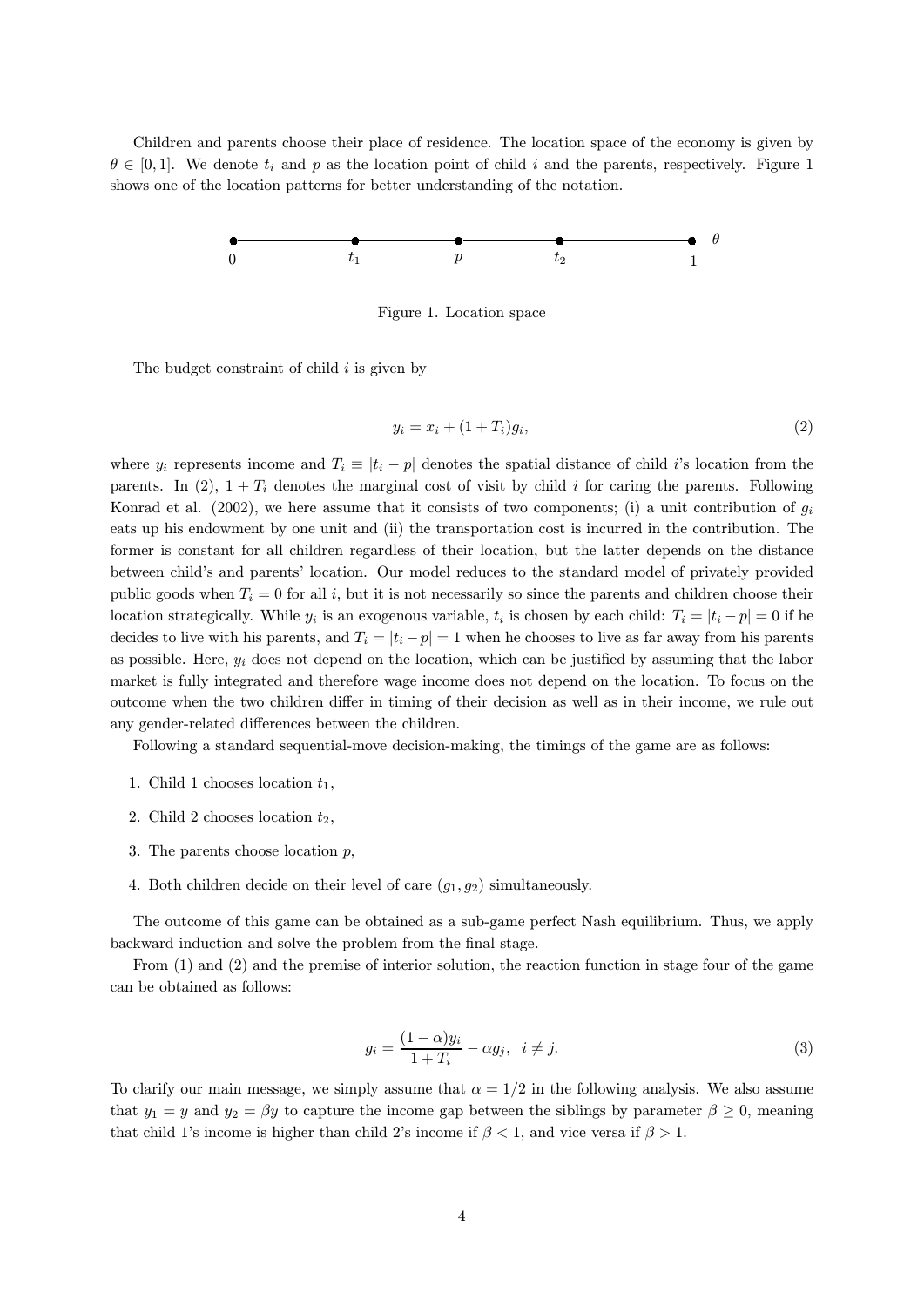Children and parents choose their place of residence. The location space of the economy is given by $\theta \in [0, 1]$. We denote $t_i$ and $p$ as the location point of child $i$ and the parents, respectively. Figure 1 shows one of the location patterns for better understanding of the notation.

Figure 1. Location space

The budget constraint of child $i$ is given by

$$y_i = x_i + (1 + T_i)g_i, \tag{2}$$

where $y_i$ represents income and $T_i \equiv |t_i - p|$ denotes the spatial distance of child $i$'s location from the parents. In (2), $1 + T_i$ denotes the marginal cost of visit by child $i$ for caring the parents. Following Konrad et al. (2002), we here assume that it consists of two components; (i) a unit contribution of $g_i$ eats up his endowment by one unit and (ii) the transportation cost is incurred in the contribution. The former is constant for all children regardless of their location, but the latter depends on the distance between child's and parents' location. Our model reduces to the standard model of privately provided public goods when $T_i = 0$ for all $i$, but it is not necessarily so since the parents and children choose their location strategically. While $y_i$ is an exogenous variable, $t_i$ is chosen by each child: $T_i = |t_i - p| = 0$ if he decides to live with his parents, and $T_i = |t_i - p| = 1$ when he chooses to live as far away from his parents as possible. Here, $y_i$ does not depend on the location, which can be justified by assuming that the labor market is fully integrated and therefore wage income does not depend on the location. To focus on the outcome when the two children differ in timing of their decision as well as in their income, we rule out any gender-related differences between the children.

Following a standard sequential-move decision-making, the timings of the game are as follows:

1. Child 1 chooses location $t_1$,
2. Child 2 chooses location $t_2$,
3. The parents choose location $p$,
4. Both children decide on their level of care $(g_1, g_2)$ simultaneously.

The outcome of this game can be obtained as a sub-game perfect Nash equilibrium. Thus, we apply backward induction and solve the problem from the final stage.

From (1) and (2) and the premise of interior solution, the reaction function in stage four of the game can be obtained as follows:

$$g_i = \frac{(1 - \alpha)y_i}{1 + T_i} - \alpha g_j, \quad i \neq j. \tag{3}$$

To clarify our main message, we simply assume that $\alpha = 1/2$ in the following analysis. We also assume that $y_1 = y$ and $y_2 = \beta y$ to capture the income gap between the siblings by parameter $\beta \geq 0$, meaning that child 1's income is higher than child 2's income if $\beta < 1$, and vice versa if $\beta > 1$.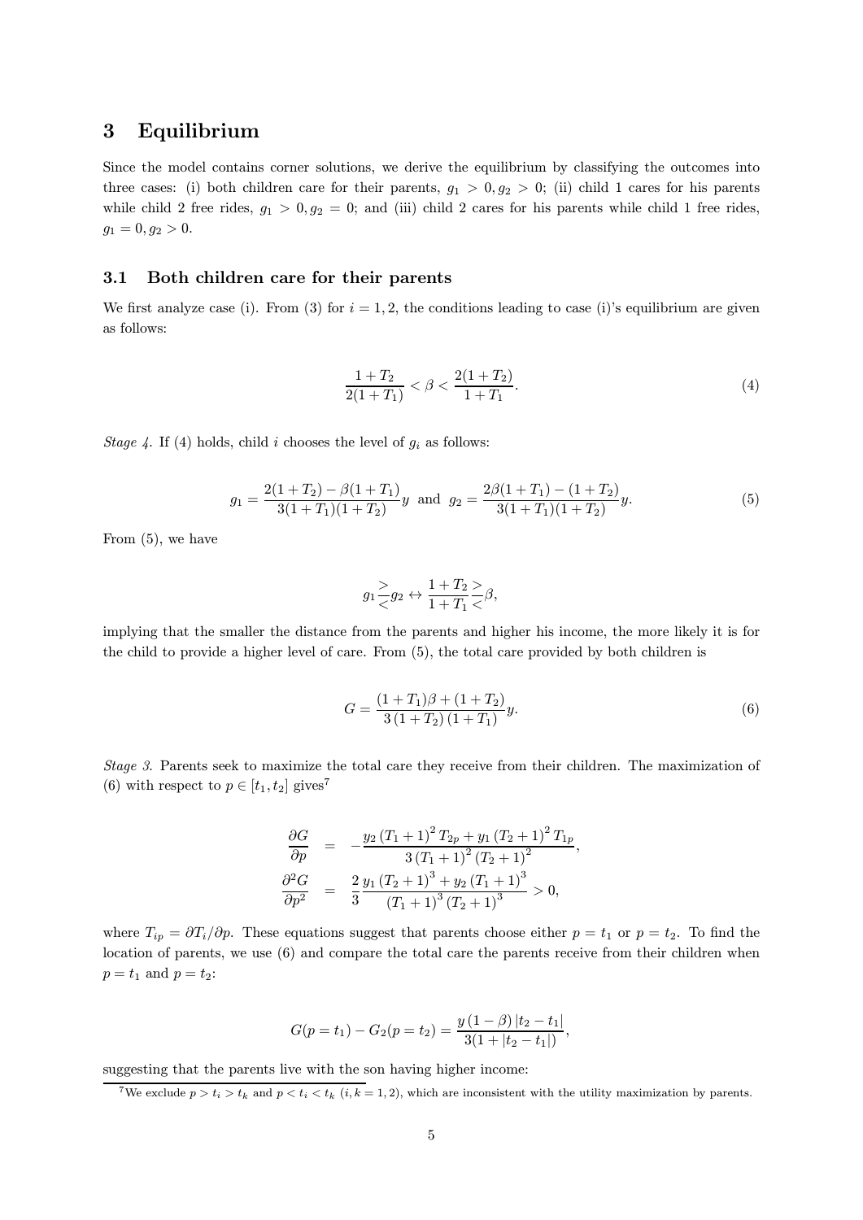# 3 Equilibrium

Since the model contains corner solutions, we derive the equilibrium by classifying the outcomes into three cases: (i) both children care for their parents, $g_1 > 0, g_2 > 0$; (ii) child 1 cares for his parents while child 2 free rides, $g_1 > 0, g_2 = 0$; and (iii) child 2 cares for his parents while child 1 free rides, $g_1 = 0, g_2 > 0$.

## 3.1 Both children care for their parents

We first analyze case (i). From (3) for $i = 1, 2$, the conditions leading to case (i)'s equilibrium are given as follows:

$$\frac{1+T_2}{2(1+T_1)} < \beta < \frac{2(1+T_2)}{1+T_1}. \tag{4}$$

*Stage 4.* If (4) holds, child $i$ chooses the level of $g_i$ as follows:

$$g_1 = \frac{2(1+T_2) - \beta(1+T_1)}{3(1+T_1)(1+T_2)}y \text{ and } g_2 = \frac{2\beta(1+T_1) - (1+T_2)}{3(1+T_1)(1+T_2)}y. \tag{5}$$

From (5), we have

$$g_1 \underset{<}{\overset{>}{}} g_2 \leftrightarrow \frac{1+T_2}{1+T_1} \underset{<}{\overset{>}{}} \beta,$$

implying that the smaller the distance from the parents and higher his income, the more likely it is for the child to provide a higher level of care. From (5), the total care provided by both children is

$$G = \frac{(1+T_1)\beta + (1+T_2)}{3(1+T_2)(1+T_1)}y. \tag{6}$$

*Stage 3.* Parents seek to maximize the total care they receive from their children. The maximization of (6) with respect to $p \in [t_1, t_2]$ gives[7]

$$\begin{aligned}
\frac{\partial G}{\partial p} &= -\frac{y_2 (T_1+1)^2 T_{2p} + y_1 (T_2+1)^2 T_{1p}}{3(T_1+1)^2 (T_2+1)^2}, \\
\frac{\partial^2 G}{\partial p^2} &= \frac{2}{3} \frac{y_1 (T_2+1)^3 + y_2 (T_1+1)^3}{(T_1+1)^3 (T_2+1)^3} > 0,
\end{aligned}$$

where $T_{ip} = \partial T_i / \partial p$. These equations suggest that parents choose either $p = t_1$ or $p = t_2$. To find the location of parents, we use (6) and compare the total care the parents receive from their children when $p = t_1$ and $p = t_2$:

$$G(p = t_1) - G_2(p = t_2) = \frac{y(1-\beta)|t_2 - t_1|}{3(1 + |t_2 - t_1|)},$$

suggesting that the parents live with the son having higher income:

[7] We exclude $p > t_i > t_k$ and $p < t_i < t_k$ $(i, k = 1, 2)$, which are inconsistent with the utility maximization by parents.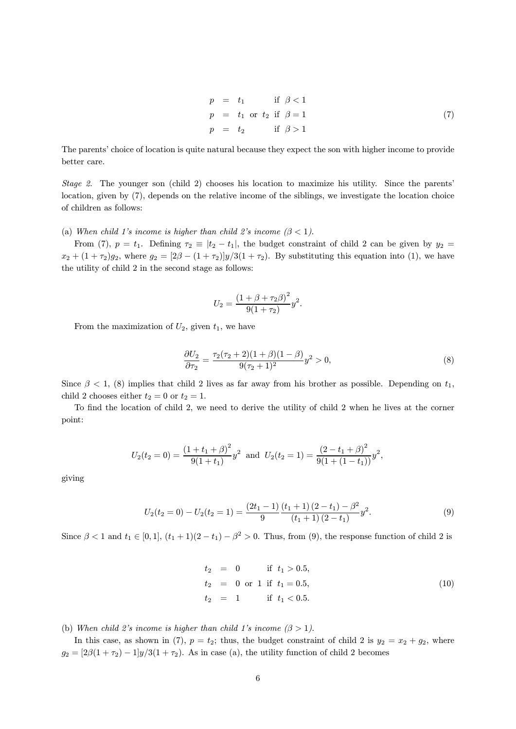$$
\begin{aligned}
p &= t_1 && \text{if } \beta < 1 \\
p &= t_1 \text{ or } t_2 && \text{if } \beta = 1 \\
p &= t_2 && \text{if } \beta > 1
\end{aligned} \tag{7}
$$

The parents' choice of location is quite natural because they expect the son with higher income to provide better care.

*Stage 2.* The younger son (child 2) chooses his location to maximize his utility. Since the parents' location, given by (7), depends on the relative income of the siblings, we investigate the location choice of children as follows:

(a) *When child 1's income is higher than child 2's income ($\beta < 1$).*

From (7), $p = t_1$. Defining $\tau_2 \equiv |t_2 - t_1|$, the budget constraint of child 2 can be given by $y_2 = x_2 + (1 + \tau_2)g_2$, where $g_2 = [2\beta - (1 + \tau_2)]y/3(1 + \tau_2)$. By substituting this equation into (1), we have the utility of child 2 in the second stage as follows:

$$
U_2 = \frac{(1 + \beta + \tau_2\beta)^2}{9(1 + \tau_2)} y^2.
$$

From the maximization of $U_2$, given $t_1$, we have

$$
\frac{\partial U_2}{\partial \tau_2} = \frac{\tau_2(\tau_2 + 2)(1 + \beta)(1 - \beta)}{9(\tau_2 + 1)^2} y^2 > 0, \tag{8}
$$

Since $\beta < 1$, (8) implies that child 2 lives as far away from his brother as possible. Depending on $t_1$, child 2 chooses either $t_2 = 0$ or $t_2 = 1$.

To find the location of child 2, we need to derive the utility of child 2 when he lives at the corner point:

$$
U_2(t_2 = 0) = \frac{(1 + t_1 + \beta)^2}{9(1 + t_1)} y^2 \text{ and } U_2(t_2 = 1) = \frac{(2 - t_1 + \beta)^2}{9(1 + (1 - t_1))} y^2,
$$

giving

$$
U_2(t_2 = 0) - U_2(t_2 = 1) = \frac{(2t_1 - 1)}{9} \frac{(t_1 + 1)(2 - t_1) - \beta^2}{(t_1 + 1)(2 - t_1)} y^2. \tag{9}
$$

Since $\beta < 1$ and $t_1 \in [0, 1]$, $(t_1 + 1)(2 - t_1) - \beta^2 > 0$. Thus, from (9), the response function of child 2 is

$$
\begin{aligned}
t_2 &= 0 && \text{if } t_1 > 0.5, \\
t_2 &= 0 \text{ or } 1 && \text{if } t_1 = 0.5, \\
t_2 &= 1 && \text{if } t_1 < 0.5.
\end{aligned} \tag{10}
$$

(b) *When child 2's income is higher than child 1's income ($\beta > 1$).*

In this case, as shown in (7), $p = t_2$; thus, the budget constraint of child 2 is $y_2 = x_2 + g_2$, where $g_2 = [2\beta(1 + \tau_2) - 1]y/3(1 + \tau_2)$. As in case (a), the utility function of child 2 becomes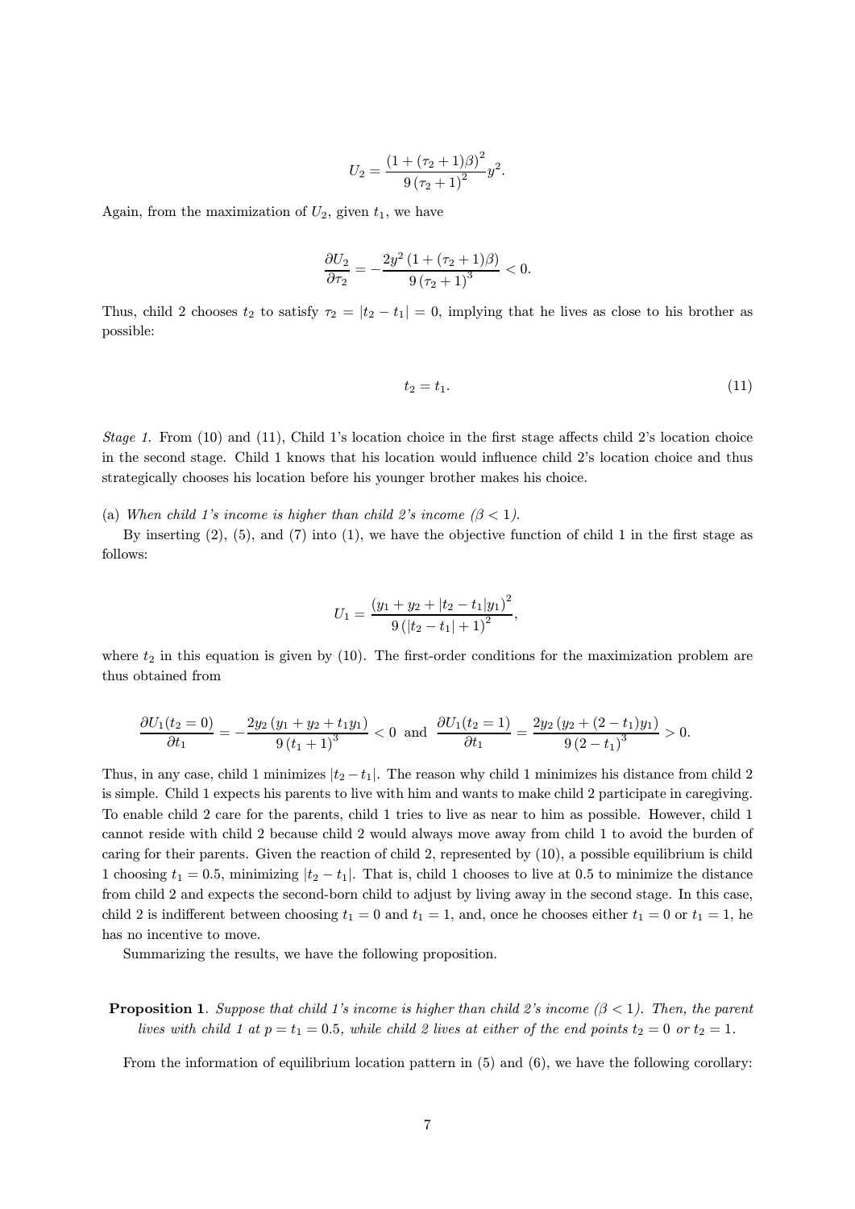$$U_2 = \frac{(1 + (\tau_2 + 1)\beta)^2}{9 (\tau_2 + 1)^2} y^2.$$

Again, from the maximization of $U_2$, given $t_1$, we have

$$\frac{\partial U_2}{\partial \tau_2} = -\frac{2y^2 (1 + (\tau_2 + 1)\beta)}{9 (\tau_2 + 1)^3} < 0.$$

Thus, child 2 chooses $t_2$ to satisfy $\tau_2 = |t_2 - t_1| = 0$, implying that he lives as close to his brother as possible:

$$t_2 = t_1. \tag{11}$$

*Stage 1.* From (10) and (11), Child 1's location choice in the first stage affects child 2's location choice in the second stage. Child 1 knows that his location would influence child 2's location choice and thus strategically chooses his location before his younger brother makes his choice.

(a) *When child 1's income is higher than child 2's income ($\beta < 1$).*

By inserting (2), (5), and (7) into (1), we have the objective function of child 1 in the first stage as follows:

$$U_1 = \frac{(y_1 + y_2 + |t_2 - t_1| y_1)^2}{9 (|t_2 - t_1| + 1)^2},$$

where $t_2$ in this equation is given by (10). The first-order conditions for the maximization problem are thus obtained from

$$\frac{\partial U_1(t_2 = 0)}{\partial t_1} = -\frac{2y_2 (y_1 + y_2 + t_1 y_1)}{9 (t_1 + 1)^3} < 0 \text{ and } \frac{\partial U_1(t_2 = 1)}{\partial t_1} = \frac{2y_2 (y_2 + (2 - t_1) y_1)}{9 (2 - t_1)^3} > 0.$$

Thus, in any case, child 1 minimizes $|t_2 - t_1|$. The reason why child 1 minimizes his distance from child 2 is simple. Child 1 expects his parents to live with him and wants to make child 2 participate in caregiving. To enable child 2 care for the parents, child 1 tries to live as near to him as possible. However, child 1 cannot reside with child 2 because child 2 would always move away from child 1 to avoid the burden of caring for their parents. Given the reaction of child 2, represented by (10), a possible equilibrium is child 1 choosing $t_1 = 0.5$, minimizing $|t_2 - t_1|$. That is, child 1 chooses to live at 0.5 to minimize the distance from child 2 and expects the second-born child to adjust by living away in the second stage. In this case, child 2 is indifferent between choosing $t_1 = 0$ and $t_1 = 1$, and, once he chooses either $t_1 = 0$ or $t_1 = 1$, he has no incentive to move.

Summarizing the results, we have the following proposition.

**Proposition 1**. *Suppose that child 1's income is higher than child 2's income ($\beta < 1$). Then, the parent lives with child 1 at $p = t_1 = 0.5$, while child 2 lives at either of the end points $t_2 = 0$ or $t_2 = 1$.*

From the information of equilibrium location pattern in (5) and (6), we have the following corollary: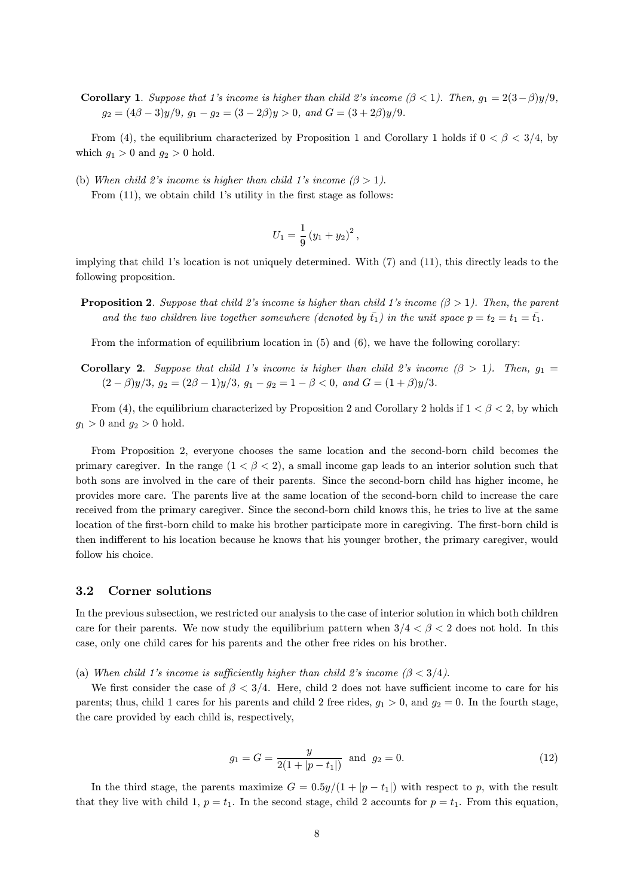**Corollary 1**. *Suppose that 1's income is higher than child 2's income ($\beta < 1$). Then, $g_1 = 2(3-\beta)y/9$, $g_2 = (4\beta - 3)y/9$, $g_1 - g_2 = (3-2\beta)y > 0$, and $G = (3+2\beta)y/9$.*

From (4), the equilibrium characterized by Proposition 1 and Corollary 1 holds if $0 < \beta < 3/4$, by which $g_1 > 0$ and $g_2 > 0$ hold.

(b) *When child 2's income is higher than child 1's income ($\beta > 1$).*
From (11), we obtain child 1's utility in the first stage as follows:

$$U_1 = \frac{1}{9}(y_1 + y_2)^2,$$

implying that child 1's location is not uniquely determined. With (7) and (11), this directly leads to the following proposition.

**Proposition 2**. *Suppose that child 2's income is higher than child 1's income ($\beta > 1$). Then, the parent and the two children live together somewhere (denoted by $\bar{t_1}$) in the unit space $p = t_2 = t_1 = \bar{t_1}$.*

From the information of equilibrium location in (5) and (6), we have the following corollary:

**Corollary 2**. *Suppose that child 1's income is higher than child 2's income ($\beta > 1$). Then, $g_1 = (2-\beta)y/3$, $g_2 = (2\beta-1)y/3$, $g_1 - g_2 = 1 - \beta < 0$, and $G = (1+\beta)y/3$.*

From (4), the equilibrium characterized by Proposition 2 and Corollary 2 holds if $1 < \beta < 2$, by which $g_1 > 0$ and $g_2 > 0$ hold.

From Proposition 2, everyone chooses the same location and the second-born child becomes the primary caregiver. In the range ($1 < \beta < 2$), a small income gap leads to an interior solution such that both sons are involved in the care of their parents. Since the second-born child has higher income, he provides more care. The parents live at the same location of the second-born child to increase the care received from the primary caregiver. Since the second-born child knows this, he tries to live at the same location of the first-born child to make his brother participate more in caregiving. The first-born child is then indifferent to his location because he knows that his younger brother, the primary caregiver, would follow his choice.

### 3.2 Corner solutions

In the previous subsection, we restricted our analysis to the case of interior solution in which both children care for their parents. We now study the equilibrium pattern when $3/4 < \beta < 2$ does not hold. In this case, only one child cares for his parents and the other free rides on his brother.

(a) *When child 1's income is sufficiently higher than child 2's income ($\beta < 3/4$).*
We first consider the case of $\beta < 3/4$. Here, child 2 does not have sufficient income to care for his parents; thus, child 1 cares for his parents and child 2 free rides, $g_1 > 0$, and $g_2 = 0$. In the fourth stage, the care provided by each child is, respectively,

$$g_1 = G = \frac{y}{2(1 + |p - t_1|)} \text{ and } g_2 = 0. \tag{12}$$

In the third stage, the parents maximize $G = 0.5y/(1 + |p - t_1|)$ with respect to $p$, with the result that they live with child 1, $p = t_1$. In the second stage, child 2 accounts for $p = t_1$. From this equation,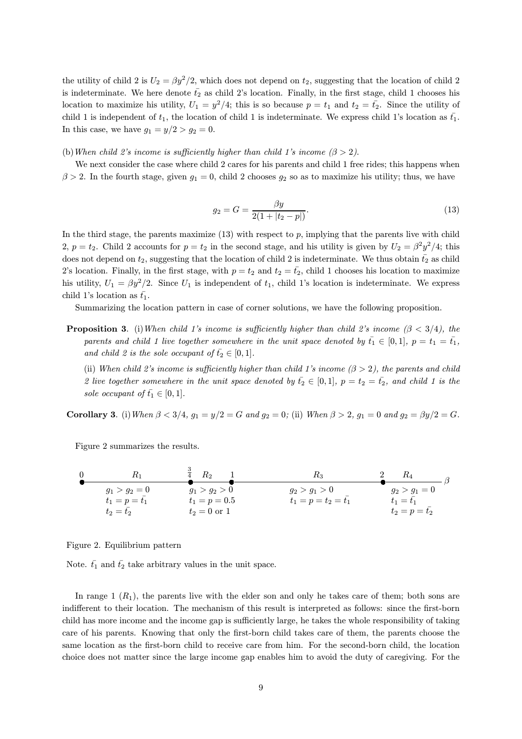the utility of child 2 is $U_2 = \beta y^2/2$, which does not depend on $t_2$, suggesting that the location of child 2 is indeterminate. We here denote $\bar{t_2}$ as child 2's location. Finally, in the first stage, child 1 chooses his location to maximize his utility, $U_1 = y^2/4$; this is so because $p = t_1$ and $t_2 = \bar{t_2}$. Since the utility of child 1 is independent of $t_1$, the location of child 1 is indeterminate. We express child 1's location as $\bar{t_1}$. In this case, we have $g_1 = y/2 > g_2 = 0$.

(b) *When child 2's income is sufficiently higher than child 1's income ($\beta > 2$).*

We next consider the case where child 2 cares for his parents and child 1 free rides; this happens when $\beta > 2$. In the fourth stage, given $g_1 = 0$, child 2 chooses $g_2$ so as to maximize his utility; thus, we have

$$g_2 = G = \frac{\beta y}{2(1 + |t_2 - p|)}. \tag{13}$$

In the third stage, the parents maximize (13) with respect to $p$, implying that the parents live with child 2, $p = t_2$. Child 2 accounts for $p = t_2$ in the second stage, and his utility is given by $U_2 = \beta^2 y^2/4$; this does not depend on $t_2$, suggesting that the location of child 2 is indeterminate. We thus obtain $\bar{t_2}$ as child 2's location. Finally, in the first stage, with $p = t_2$ and $t_2 = \bar{t_2}$, child 1 chooses his location to maximize his utility, $U_1 = \beta y^2/2$. Since $U_1$ is independent of $t_1$, child 1's location is indeterminate. We express child 1's location as $\bar{t_1}$.

Summarizing the location pattern in case of corner solutions, we have the following proposition.

**Proposition 3**. (i) *When child 1's income is sufficiently higher than child 2's income ($\beta < 3/4$), the parents and child 1 live together somewhere in the unit space denoted by $\bar{t_1} \in [0, 1]$, $p = t_1 = \bar{t_1}$, and child 2 is the sole occupant of $\bar{t_2} \in [0, 1]$.*

(ii) *When child 2's income is sufficiently higher than child 1's income ($\beta > 2$), the parents and child 2 live together somewhere in the unit space denoted by $\bar{t_2} \in [0, 1]$, $p = t_2 = \bar{t_2}$, and child 1 is the sole occupant of $\bar{t_1} \in [0, 1]$.*

**Corollary 3**. (i) *When $\beta < 3/4$, $g_1 = y/2 = G$ and $g_2 = 0$;* (ii) *When $\beta > 2$, $g_1 = 0$ and $g_2 = \beta y/2 = G$.*

Figure 2 summarizes the results.

| $\beta$: 0 – $\frac{3}{4}$ | $\frac{3}{4}$ – 1 | 1 – 2 | 2 – |
|---|---|---|---|
| $R_1$ | $R_2$ | $R_3$ | $R_4$ |
| $g_1 > g_2 = 0$ | $g_1 > g_2 > 0$ | $g_2 > g_1 > 0$ | $g_2 > g_1 = 0$ |
| $t_1 = p = \bar{t_1}$ | $t_1 = p = 0.5$ | $t_1 = p = t_2 = \bar{t_1}$ | $t_1 = \bar{t_1}$ |
| $t_2 = \bar{t_2}$ | $t_2 = 0$ or $1$ | | $t_2 = p = \bar{t_2}$ |

Figure 2. Equilibrium pattern

Note. $\bar{t_1}$ and $\bar{t_2}$ take arbitrary values in the unit space.

In range 1 ($R_1$), the parents live with the elder son and only he takes care of them; both sons are indifferent to their location. The mechanism of this result is interpreted as follows: since the first-born child has more income and the income gap is sufficiently large, he takes the whole responsibility of taking care of his parents. Knowing that only the first-born child takes care of them, the parents choose the same location as the first-born child to receive care from him. For the second-born child, the location choice does not matter since the large income gap enables him to avoid the duty of caregiving. For the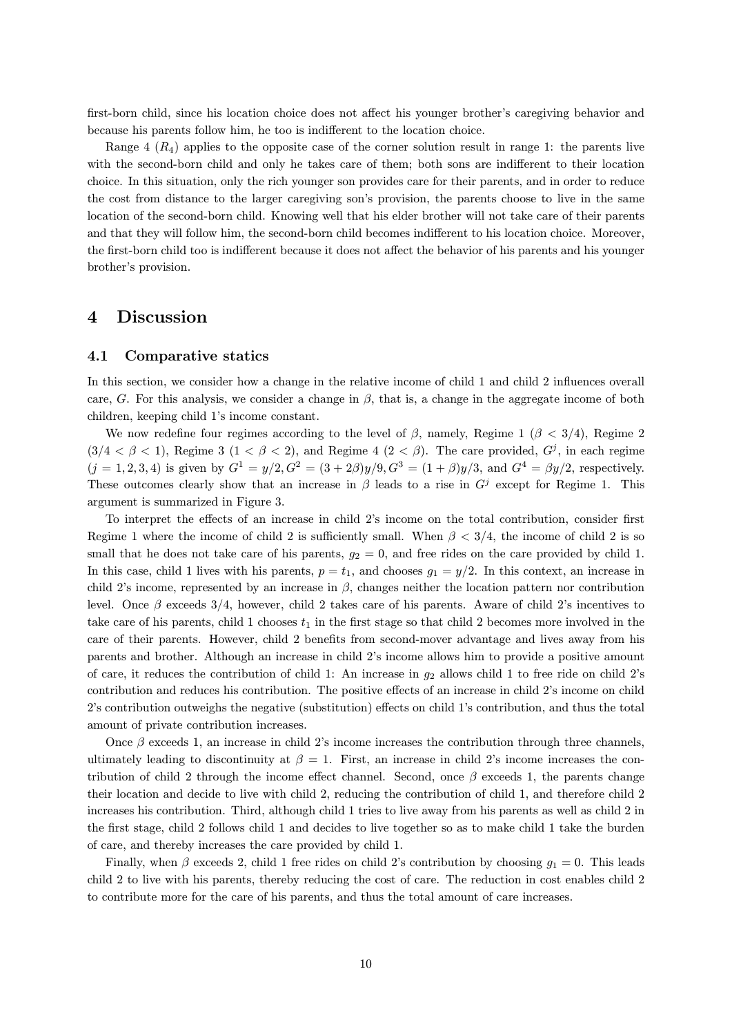first-born child, since his location choice does not affect his younger brother's caregiving behavior and because his parents follow him, he too is indifferent to the location choice.

Range 4 ($R_4$) applies to the opposite case of the corner solution result in range 1: the parents live with the second-born child and only he takes care of them; both sons are indifferent to their location choice. In this situation, only the rich younger son provides care for their parents, and in order to reduce the cost from distance to the larger caregiving son's provision, the parents choose to live in the same location of the second-born child. Knowing well that his elder brother will not take care of their parents and that they will follow him, the second-born child becomes indifferent to his location choice. Moreover, the first-born child too is indifferent because it does not affect the behavior of his parents and his younger brother's provision.

# 4 Discussion

## 4.1 Comparative statics

In this section, we consider how a change in the relative income of child 1 and child 2 influences overall care, $G$. For this analysis, we consider a change in $\beta$, that is, a change in the aggregate income of both children, keeping child 1's income constant.

We now redefine four regimes according to the level of $\beta$, namely, Regime 1 ($\beta < 3/4$), Regime 2 ($3/4 < \beta < 1$), Regime 3 ($1 < \beta < 2$), and Regime 4 ($2 < \beta$). The care provided, $G^j$, in each regime ($j = 1, 2, 3, 4$) is given by $G^1 = y/2, G^2 = (3 + 2\beta)y/9, G^3 = (1 + \beta)y/3$, and $G^4 = \beta y/2$, respectively. These outcomes clearly show that an increase in $\beta$ leads to a rise in $G^j$ except for Regime 1. This argument is summarized in Figure 3.

To interpret the effects of an increase in child 2's income on the total contribution, consider first Regime 1 where the income of child 2 is sufficiently small. When $\beta < 3/4$, the income of child 2 is so small that he does not take care of his parents, $g_2 = 0$, and free rides on the care provided by child 1. In this case, child 1 lives with his parents, $p = t_1$, and chooses $g_1 = y/2$. In this context, an increase in child 2's income, represented by an increase in $\beta$, changes neither the location pattern nor contribution level. Once $\beta$ exceeds $3/4$, however, child 2 takes care of his parents. Aware of child 2's incentives to take care of his parents, child 1 chooses $t_1$ in the first stage so that child 2 becomes more involved in the care of their parents. However, child 2 benefits from second-mover advantage and lives away from his parents and brother. Although an increase in child 2's income allows him to provide a positive amount of care, it reduces the contribution of child 1: An increase in $g_2$ allows child 1 to free ride on child 2's contribution and reduces his contribution. The positive effects of an increase in child 2's income on child 2's contribution outweighs the negative (substitution) effects on child 1's contribution, and thus the total amount of private contribution increases.

Once $\beta$ exceeds 1, an increase in child 2's income increases the contribution through three channels, ultimately leading to discontinuity at $\beta = 1$. First, an increase in child 2's income increases the contribution of child 2 through the income effect channel. Second, once $\beta$ exceeds 1, the parents change their location and decide to live with child 2, reducing the contribution of child 1, and therefore child 2 increases his contribution. Third, although child 1 tries to live away from his parents as well as child 2 in the first stage, child 2 follows child 1 and decides to live together so as to make child 1 take the burden of care, and thereby increases the care provided by child 1.

Finally, when $\beta$ exceeds 2, child 1 free rides on child 2's contribution by choosing $g_1 = 0$. This leads child 2 to live with his parents, thereby reducing the cost of care. The reduction in cost enables child 2 to contribute more for the care of his parents, and thus the total amount of care increases.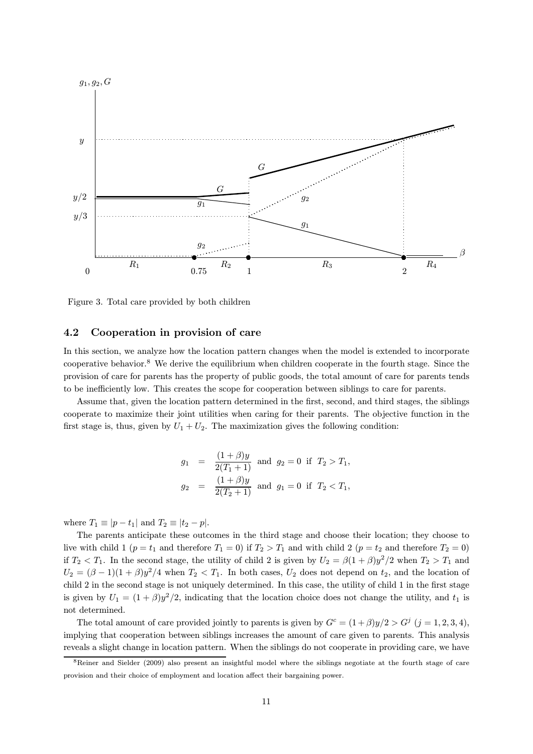Figure 3. Total care provided by both children

### 4.2 Cooperation in provision of care

In this section, we analyze how the location pattern changes when the model is extended to incorporate cooperative behavior.[8] We derive the equilibrium when children cooperate in the fourth stage. Since the provision of care for parents has the property of public goods, the total amount of care for parents tends to be inefficiently low. This creates the scope for cooperation between siblings to care for parents.

Assume that, given the location pattern determined in the first, second, and third stages, the siblings cooperate to maximize their joint utilities when caring for their parents. The objective function in the first stage is, thus, given by $U_1 + U_2$. The maximization gives the following condition:

$$
\begin{aligned}
g_1 &= \frac{(1+\beta)y}{2(T_1+1)} \text{ and } g_2 = 0 \text{ if } T_2 > T_1, \\
g_2 &= \frac{(1+\beta)y}{2(T_2+1)} \text{ and } g_1 = 0 \text{ if } T_2 < T_1,
\end{aligned}
$$

where $T_1 \equiv |p - t_1|$ and $T_2 \equiv |t_2 - p|$.

The parents anticipate these outcomes in the third stage and choose their location; they choose to live with child 1 ($p = t_1$ and therefore $T_1 = 0$) if $T_2 > T_1$ and with child 2 ($p = t_2$ and therefore $T_2 = 0$) if $T_2 < T_1$. In the second stage, the utility of child 2 is given by $U_2 = \beta(1+\beta)y^2/2$ when $T_2 > T_1$ and $U_2 = (\beta - 1)(1+\beta)y^2/4$ when $T_2 < T_1$. In both cases, $U_2$ does not depend on $t_2$, and the location of child 2 in the second stage is not uniquely determined. In this case, the utility of child 1 in the first stage is given by $U_1 = (1+\beta)y^2/2$, indicating that the location choice does not change the utility, and $t_1$ is not determined.

The total amount of care provided jointly to parents is given by $G^c = (1+\beta)y/2 > G^j$ $(j = 1, 2, 3, 4)$, implying that cooperation between siblings increases the amount of care given to parents. This analysis reveals a slight change in location pattern. When the siblings do not cooperate in providing care, we have

[8] Reiner and Sielder (2009) also present an insightful model where the siblings negotiate at the fourth stage of care provision and their choice of employment and location affect their bargaining power.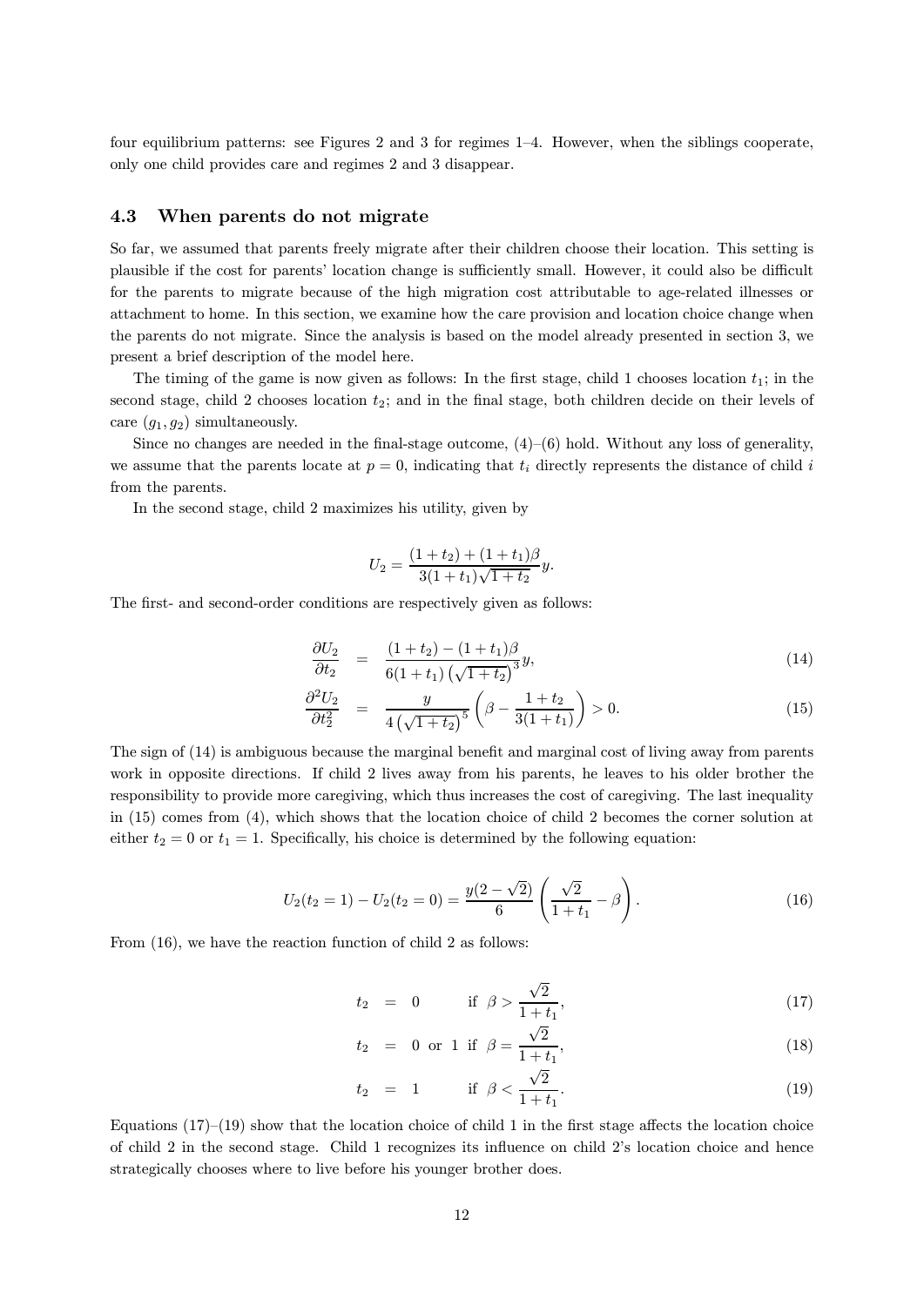four equilibrium patterns: see Figures 2 and 3 for regimes 1–4. However, when the siblings cooperate, only one child provides care and regimes 2 and 3 disappear.

### 4.3 When parents do not migrate

So far, we assumed that parents freely migrate after their children choose their location. This setting is plausible if the cost for parents' location change is sufficiently small. However, it could also be difficult for the parents to migrate because of the high migration cost attributable to age-related illnesses or attachment to home. In this section, we examine how the care provision and location choice change when the parents do not migrate. Since the analysis is based on the model already presented in section 3, we present a brief description of the model here.

The timing of the game is now given as follows: In the first stage, child 1 chooses location $t_1$; in the second stage, child 2 chooses location $t_2$; and in the final stage, both children decide on their levels of care $(g_1, g_2)$ simultaneously.

Since no changes are needed in the final-stage outcome, (4)–(6) hold. Without any loss of generality, we assume that the parents locate at $p = 0$, indicating that $t_i$ directly represents the distance of child $i$ from the parents.

In the second stage, child 2 maximizes his utility, given by

$$U_2 = \frac{(1+t_2) + (1+t_1)\beta}{3(1+t_1)\sqrt{1+t_2}} y.$$

The first- and second-order conditions are respectively given as follows:

$$\frac{\partial U_2}{\partial t_2} = \frac{(1+t_2) - (1+t_1)\beta}{6(1+t_1)\left(\sqrt{1+t_2}\right)^3} y, \tag{14}$$

$$\frac{\partial^2 U_2}{\partial t_2^2} = \frac{y}{4\left(\sqrt{1+t_2}\right)^5}\left(\beta - \frac{1+t_2}{3(1+t_1)}\right) > 0. \tag{15}$$

The sign of (14) is ambiguous because the marginal benefit and marginal cost of living away from parents work in opposite directions. If child 2 lives away from his parents, he leaves to his older brother the responsibility to provide more caregiving, which thus increases the cost of caregiving. The last inequality in (15) comes from (4), which shows that the location choice of child 2 becomes the corner solution at either $t_2 = 0$ or $t_1 = 1$. Specifically, his choice is determined by the following equation:

$$U_2(t_2 = 1) - U_2(t_2 = 0) = \frac{y(2-\sqrt{2})}{6}\left(\frac{\sqrt{2}}{1+t_1} - \beta\right). \tag{16}$$

From (16), we have the reaction function of child 2 as follows:

$$t_2 = 0 \qquad \text{if } \beta > \frac{\sqrt{2}}{1+t_1}, \tag{17}$$

$$t_2 = 0 \text{ or } 1 \text{ if } \beta = \frac{\sqrt{2}}{1+t_1}, \tag{18}$$

$$t_2 = 1 \qquad \text{if } \beta < \frac{\sqrt{2}}{1+t_1}. \tag{19}$$

Equations (17)–(19) show that the location choice of child 1 in the first stage affects the location choice of child 2 in the second stage. Child 1 recognizes its influence on child 2's location choice and hence strategically chooses where to live before his younger brother does.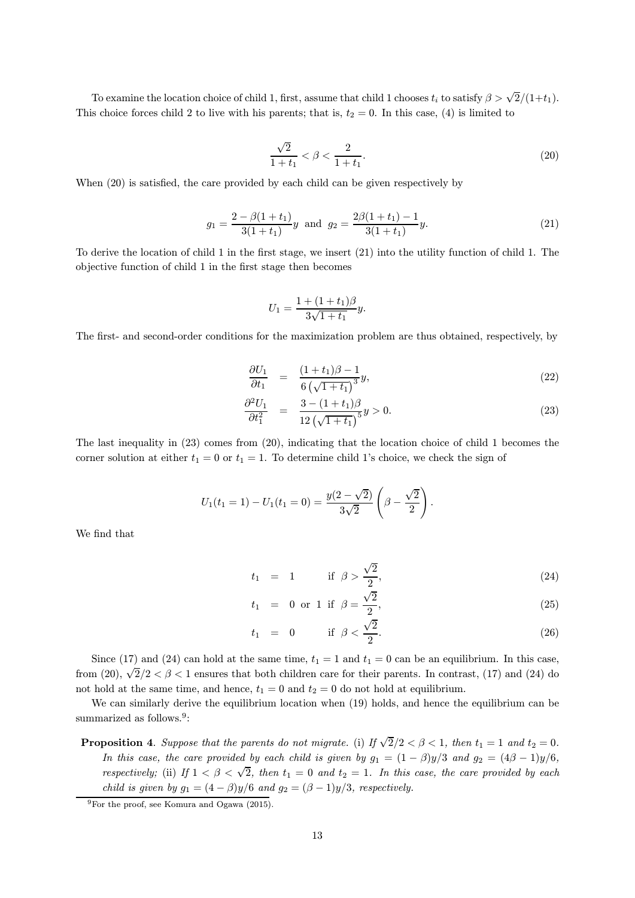To examine the location choice of child 1, first, assume that child 1 chooses $t_i$ to satisfy $\beta > \sqrt{2}/(1+t_1)$. This choice forces child 2 to live with his parents; that is, $t_2 = 0$. In this case, (4) is limited to

$$\frac{\sqrt{2}}{1+t_1} < \beta < \frac{2}{1+t_1}. \tag{20}$$

When (20) is satisfied, the care provided by each child can be given respectively by

$$g_1 = \frac{2-\beta(1+t_1)}{3(1+t_1)}y \text{ and } g_2 = \frac{2\beta(1+t_1)-1}{3(1+t_1)}y. \tag{21}$$

To derive the location of child 1 in the first stage, we insert (21) into the utility function of child 1. The objective function of child 1 in the first stage then becomes

$$U_1 = \frac{1+(1+t_1)\beta}{3\sqrt{1+t_1}}y.$$

The first- and second-order conditions for the maximization problem are thus obtained, respectively, by

$$\frac{\partial U_1}{\partial t_1} = \frac{(1+t_1)\beta - 1}{6\left(\sqrt{1+t_1}\right)^3}y, \tag{22}$$

$$\frac{\partial^2 U_1}{\partial t_1^2} = \frac{3-(1+t_1)\beta}{12\left(\sqrt{1+t_1}\right)^5}y > 0. \tag{23}$$

The last inequality in (23) comes from (20), indicating that the location choice of child 1 becomes the corner solution at either $t_1 = 0$ or $t_1 = 1$. To determine child 1's choice, we check the sign of

$$U_1(t_1 = 1) - U_1(t_1 = 0) = \frac{y(2-\sqrt{2})}{3\sqrt{2}}\left(\beta - \frac{\sqrt{2}}{2}\right).$$

We find that

$$t_1 = 1 \quad \text{if } \beta > \frac{\sqrt{2}}{2}, \tag{24}$$

$$t_1 = 0 \text{ or } 1 \quad \text{if } \beta = \frac{\sqrt{2}}{2}, \tag{25}$$

$$t_1 = 0 \quad \text{if } \beta < \frac{\sqrt{2}}{2}. \tag{26}$$

Since (17) and (24) can hold at the same time, $t_1 = 1$ and $t_1 = 0$ can be an equilibrium. In this case, from (20), $\sqrt{2}/2 < \beta < 1$ ensures that both children care for their parents. In contrast, (17) and (24) do not hold at the same time, and hence, $t_1 = 0$ and $t_2 = 0$ do not hold at equilibrium.

We can similarly derive the equilibrium location when (19) holds, and hence the equilibrium can be summarized as follows.[9]:

**Proposition 4**. *Suppose that the parents do not migrate.* (i) *If* $\sqrt{2}/2 < \beta < 1$, *then* $t_1 = 1$ *and* $t_2 = 0$. *In this case, the care provided by each child is given by* $g_1 = (1-\beta)y/3$ *and* $g_2 = (4\beta - 1)y/6$, *respectively;* (ii) *If* $1 < \beta < \sqrt{2}$, *then* $t_1 = 0$ *and* $t_2 = 1$. *In this case, the care provided by each child is given by* $g_1 = (4-\beta)y/6$ *and* $g_2 = (\beta - 1)y/3$, *respectively.*

[9]For the proof, see Komura and Ogawa (2015).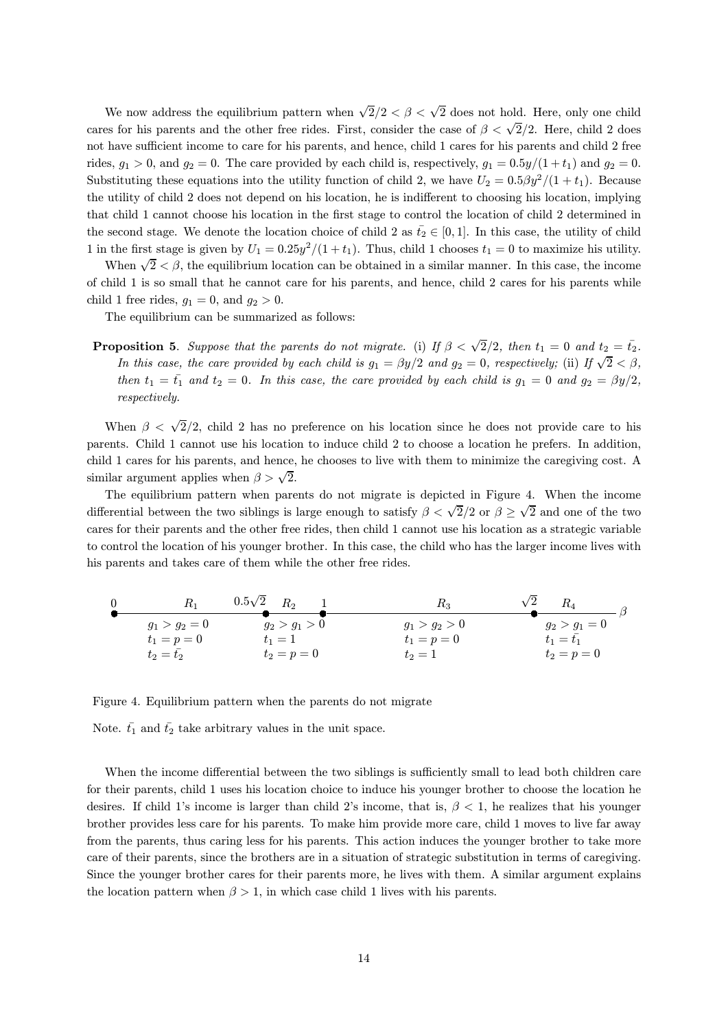We now address the equilibrium pattern when $\sqrt{2}/2 < \beta < \sqrt{2}$ does not hold. Here, only one child cares for his parents and the other free rides. First, consider the case of $\beta < \sqrt{2}/2$. Here, child 2 does not have sufficient income to care for his parents, and hence, child 1 cares for his parents and child 2 free rides, $g_1 > 0$, and $g_2 = 0$. The care provided by each child is, respectively, $g_1 = 0.5y/(1+t_1)$ and $g_2 = 0$. Substituting these equations into the utility function of child 2, we have $U_2 = 0.5\beta y^2/(1+t_1)$. Because the utility of child 2 does not depend on his location, he is indifferent to choosing his location, implying that child 1 cannot choose his location in the first stage to control the location of child 2 determined in the second stage. We denote the location choice of child 2 as $\bar{t_2} \in [0, 1]$. In this case, the utility of child 1 in the first stage is given by $U_1 = 0.25y^2/(1+t_1)$. Thus, child 1 chooses $t_1 = 0$ to maximize his utility.

When $\sqrt{2} < \beta$, the equilibrium location can be obtained in a similar manner. In this case, the income of child 1 is so small that he cannot care for his parents, and hence, child 2 cares for his parents while child 1 free rides, $g_1 = 0$, and $g_2 > 0$.

The equilibrium can be summarized as follows:

**Proposition 5**. *Suppose that the parents do not migrate. (i) If $\beta < \sqrt{2}/2$, then $t_1 = 0$ and $t_2 = \bar{t_2}$. In this case, the care provided by each child is $g_1 = \beta y/2$ and $g_2 = 0$, respectively; (ii) If $\sqrt{2} < \beta$, then $t_1 = \bar{t_1}$ and $t_2 = 0$. In this case, the care provided by each child is $g_1 = 0$ and $g_2 = \beta y/2$, respectively.*

When $\beta < \sqrt{2}/2$, child 2 has no preference on his location since he does not provide care to his parents. Child 1 cannot use his location to induce child 2 to choose a location he prefers. In addition, child 1 cares for his parents, and hence, he chooses to live with them to minimize the caregiving cost. A similar argument applies when $\beta > \sqrt{2}$.

The equilibrium pattern when parents do not migrate is depicted in Figure 4. When the income differential between the two siblings is large enough to satisfy $\beta < \sqrt{2}/2$ or $\beta \geq \sqrt{2}$ and one of the two cares for their parents and the other free rides, then child 1 cannot use his location as a strategic variable to control the location of his younger brother. In this case, the child who has the larger income lives with his parents and takes care of them while the other free rides.

| $0$ — $R_1$ — $0.5\sqrt{2}$ | $R_2$ — $1$ | $R_3$ — $\sqrt{2}$ | $R_4$ — $\beta$ |
|---|---|---|---|
| $g_1 > g_2 = 0$ | $g_2 > g_1 > 0$ | $g_1 > g_2 > 0$ | $g_2 > g_1 = 0$ |
| $t_1 = p = 0$ | $t_1 = 1$ | $t_1 = p = 0$ | $t_1 = \bar{t_1}$ |
| $t_2 = \bar{t_2}$ | $t_2 = p = 0$ | $t_2 = 1$ | $t_2 = p = 0$ |

Figure 4. Equilibrium pattern when the parents do not migrate

Note. $\bar{t_1}$ and $\bar{t_2}$ take arbitrary values in the unit space.

When the income differential between the two siblings is sufficiently small to lead both children care for their parents, child 1 uses his location choice to induce his younger brother to choose the location he desires. If child 1's income is larger than child 2's income, that is, $\beta < 1$, he realizes that his younger brother provides less care for his parents. To make him provide more care, child 1 moves to live far away from the parents, thus caring less for his parents. This action induces the younger brother to take more care of their parents, since the brothers are in a situation of strategic substitution in terms of caregiving. Since the younger brother cares for their parents more, he lives with them. A similar argument explains the location pattern when $\beta > 1$, in which case child 1 lives with his parents.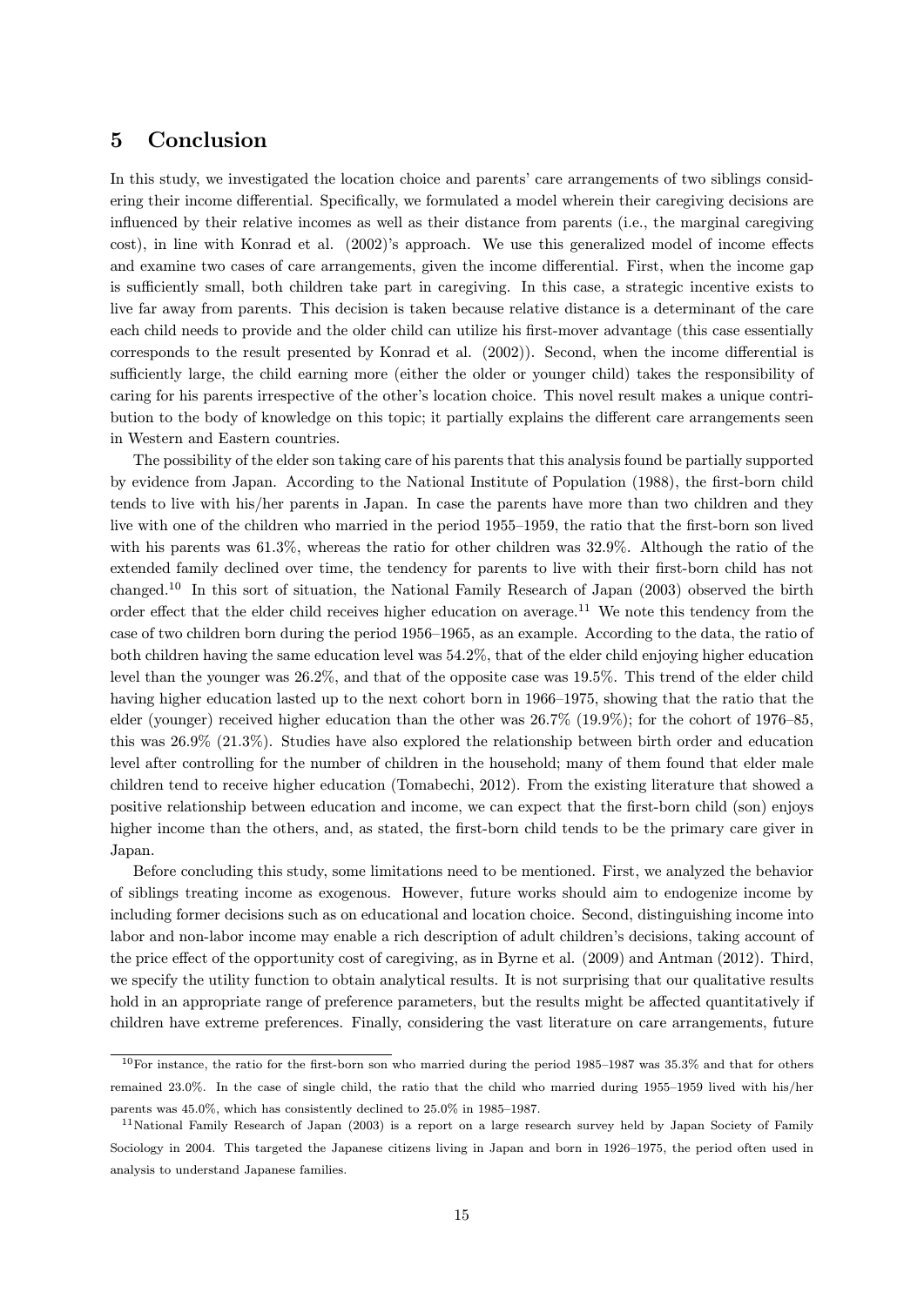## 5 Conclusion

In this study, we investigated the location choice and parents' care arrangements of two siblings considering their income differential. Specifically, we formulated a model wherein their caregiving decisions are influenced by their relative incomes as well as their distance from parents (i.e., the marginal caregiving cost), in line with Konrad et al. (2002)'s approach. We use this generalized model of income effects and examine two cases of care arrangements, given the income differential. First, when the income gap is sufficiently small, both children take part in caregiving. In this case, a strategic incentive exists to live far away from parents. This decision is taken because relative distance is a determinant of the care each child needs to provide and the older child can utilize his first-mover advantage (this case essentially corresponds to the result presented by Konrad et al. (2002)). Second, when the income differential is sufficiently large, the child earning more (either the older or younger child) takes the responsibility of caring for his parents irrespective of the other's location choice. This novel result makes a unique contribution to the body of knowledge on this topic; it partially explains the different care arrangements seen in Western and Eastern countries.

The possibility of the elder son taking care of his parents that this analysis found be partially supported by evidence from Japan. According to the National Institute of Population (1988), the first-born child tends to live with his/her parents in Japan. In case the parents have more than two children and they live with one of the children who married in the period 1955–1959, the ratio that the first-born son lived with his parents was 61.3%, whereas the ratio for other children was 32.9%. Although the ratio of the extended family declined over time, the tendency for parents to live with their first-born child has not changed.[10] In this sort of situation, the National Family Research of Japan (2003) observed the birth order effect that the elder child receives higher education on average.[11] We note this tendency from the case of two children born during the period 1956–1965, as an example. According to the data, the ratio of both children having the same education level was 54.2%, that of the elder child enjoying higher education level than the younger was 26.2%, and that of the opposite case was 19.5%. This trend of the elder child having higher education lasted up to the next cohort born in 1966–1975, showing that the ratio that the elder (younger) received higher education than the other was 26.7% (19.9%); for the cohort of 1976–85, this was 26.9% (21.3%). Studies have also explored the relationship between birth order and education level after controlling for the number of children in the household; many of them found that elder male children tend to receive higher education (Tomabechi, 2012). From the existing literature that showed a positive relationship between education and income, we can expect that the first-born child (son) enjoys higher income than the others, and, as stated, the first-born child tends to be the primary care giver in Japan.

Before concluding this study, some limitations need to be mentioned. First, we analyzed the behavior of siblings treating income as exogenous. However, future works should aim to endogenize income by including former decisions such as on educational and location choice. Second, distinguishing income into labor and non-labor income may enable a rich description of adult children's decisions, taking account of the price effect of the opportunity cost of caregiving, as in Byrne et al. (2009) and Antman (2012). Third, we specify the utility function to obtain analytical results. It is not surprising that our qualitative results hold in an appropriate range of preference parameters, but the results might be affected quantitatively if children have extreme preferences. Finally, considering the vast literature on care arrangements, future

[10] For instance, the ratio for the first-born son who married during the period 1985–1987 was 35.3% and that for others remained 23.0%. In the case of single child, the ratio that the child who married during 1955–1959 lived with his/her parents was 45.0%, which has consistently declined to 25.0% in 1985–1987.

[11] National Family Research of Japan (2003) is a report on a large research survey held by Japan Society of Family Sociology in 2004. This targeted the Japanese citizens living in Japan and born in 1926–1975, the period often used in analysis to understand Japanese families.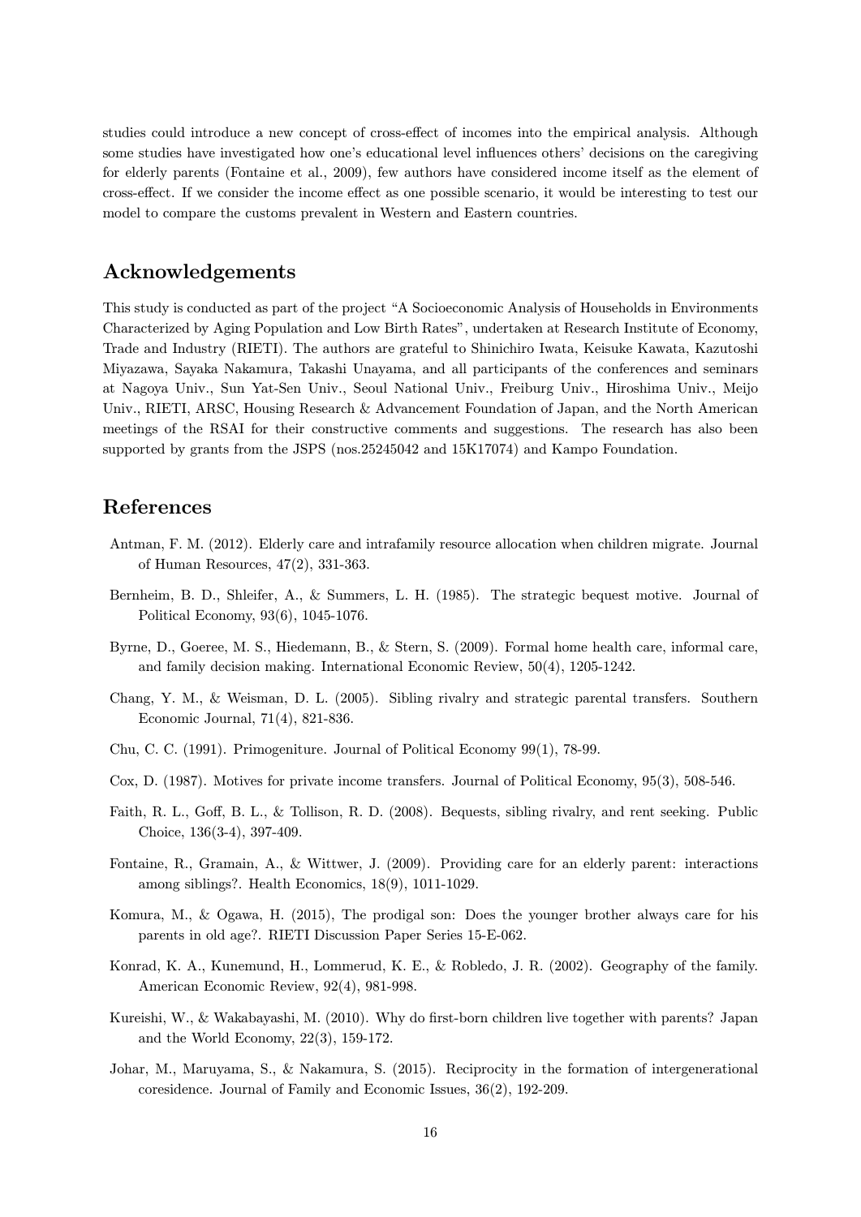studies could introduce a new concept of cross-effect of incomes into the empirical analysis. Although some studies have investigated how one's educational level influences others' decisions on the caregiving for elderly parents (Fontaine et al., 2009), few authors have considered income itself as the element of cross-effect. If we consider the income effect as one possible scenario, it would be interesting to test our model to compare the customs prevalent in Western and Eastern countries.

## Acknowledgements

This study is conducted as part of the project "A Socioeconomic Analysis of Households in Environments Characterized by Aging Population and Low Birth Rates", undertaken at Research Institute of Economy, Trade and Industry (RIETI). The authors are grateful to Shinichiro Iwata, Keisuke Kawata, Kazutoshi Miyazawa, Sayaka Nakamura, Takashi Unayama, and all participants of the conferences and seminars at Nagoya Univ., Sun Yat-Sen Univ., Seoul National Univ., Freiburg Univ., Hiroshima Univ., Meijo Univ., RIETI, ARSC, Housing Research & Advancement Foundation of Japan, and the North American meetings of the RSAI for their constructive comments and suggestions. The research has also been supported by grants from the JSPS (nos.25245042 and 15K17074) and Kampo Foundation.

## References

Antman, F. M. (2012). Elderly care and intrafamily resource allocation when children migrate. Journal of Human Resources, 47(2), 331-363.

Bernheim, B. D., Shleifer, A., & Summers, L. H. (1985). The strategic bequest motive. Journal of Political Economy, 93(6), 1045-1076.

Byrne, D., Goeree, M. S., Hiedemann, B., & Stern, S. (2009). Formal home health care, informal care, and family decision making. International Economic Review, 50(4), 1205-1242.

Chang, Y. M., & Weisman, D. L. (2005). Sibling rivalry and strategic parental transfers. Southern Economic Journal, 71(4), 821-836.

Chu, C. C. (1991). Primogeniture. Journal of Political Economy 99(1), 78-99.

Cox, D. (1987). Motives for private income transfers. Journal of Political Economy, 95(3), 508-546.

Faith, R. L., Goff, B. L., & Tollison, R. D. (2008). Bequests, sibling rivalry, and rent seeking. Public Choice, 136(3-4), 397-409.

Fontaine, R., Gramain, A., & Wittwer, J. (2009). Providing care for an elderly parent: interactions among siblings?. Health Economics, 18(9), 1011-1029.

Komura, M., & Ogawa, H. (2015), The prodigal son: Does the younger brother always care for his parents in old age?. RIETI Discussion Paper Series 15-E-062.

Konrad, K. A., Kunemund, H., Lommerud, K. E., & Robledo, J. R. (2002). Geography of the family. American Economic Review, 92(4), 981-998.

Kureishi, W., & Wakabayashi, M. (2010). Why do first-born children live together with parents? Japan and the World Economy, 22(3), 159-172.

Johar, M., Maruyama, S., & Nakamura, S. (2015). Reciprocity in the formation of intergenerational coresidence. Journal of Family and Economic Issues, 36(2), 192-209.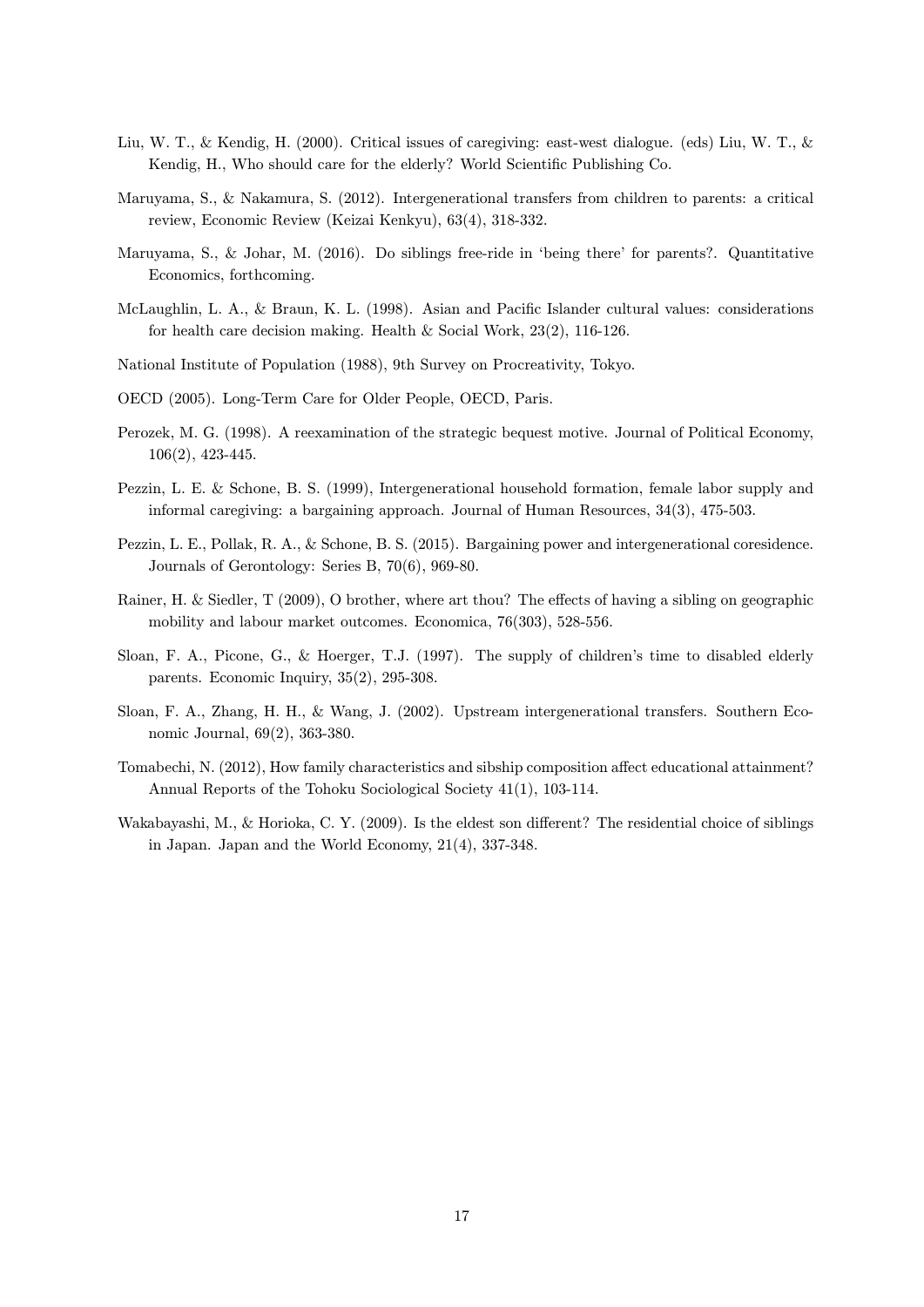Liu, W. T., & Kendig, H. (2000). Critical issues of caregiving: east-west dialogue. (eds) Liu, W. T., & Kendig, H., Who should care for the elderly? World Scientific Publishing Co.

Maruyama, S., & Nakamura, S. (2012). Intergenerational transfers from children to parents: a critical review, Economic Review (Keizai Kenkyu), 63(4), 318-332.

Maruyama, S., & Johar, M. (2016). Do siblings free-ride in 'being there' for parents?. Quantitative Economics, forthcoming.

McLaughlin, L. A., & Braun, K. L. (1998). Asian and Pacific Islander cultural values: considerations for health care decision making. Health & Social Work, 23(2), 116-126.

National Institute of Population (1988), 9th Survey on Procreativity, Tokyo.

OECD (2005). Long-Term Care for Older People, OECD, Paris.

Perozek, M. G. (1998). A reexamination of the strategic bequest motive. Journal of Political Economy, 106(2), 423-445.

Pezzin, L. E. & Schone, B. S. (1999), Intergenerational household formation, female labor supply and informal caregiving: a bargaining approach. Journal of Human Resources, 34(3), 475-503.

Pezzin, L. E., Pollak, R. A., & Schone, B. S. (2015). Bargaining power and intergenerational coresidence. Journals of Gerontology: Series B, 70(6), 969-80.

Rainer, H. & Siedler, T (2009), O brother, where art thou? The effects of having a sibling on geographic mobility and labour market outcomes. Economica, 76(303), 528-556.

Sloan, F. A., Picone, G., & Hoerger, T.J. (1997). The supply of children's time to disabled elderly parents. Economic Inquiry, 35(2), 295-308.

Sloan, F. A., Zhang, H. H., & Wang, J. (2002). Upstream intergenerational transfers. Southern Economic Journal, 69(2), 363-380.

Tomabechi, N. (2012), How family characteristics and sibship composition affect educational attainment? Annual Reports of the Tohoku Sociological Society 41(1), 103-114.

Wakabayashi, M., & Horioka, C. Y. (2009). Is the eldest son different? The residential choice of siblings in Japan. Japan and the World Economy, 21(4), 337-348.